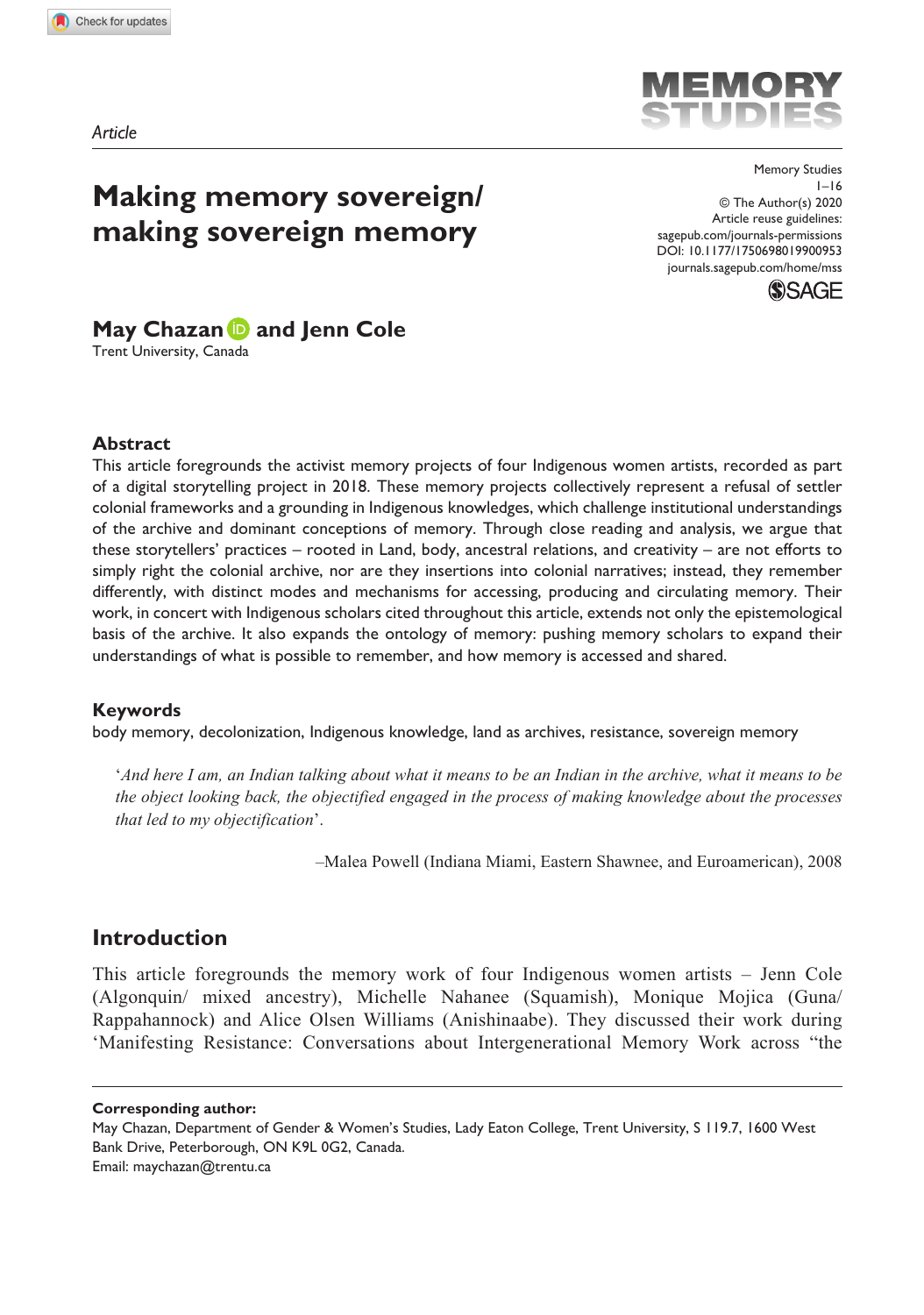*Article*

# Making memory sovereign/ making sovereign memory

**May Chazan and Jenn Cole**
Trent University, Canada

Memory Studies
1–16
© The Author(s) 2020
Article reuse guidelines:
sagepub.com/journals-permissions
DOI: 10.1177/1750698019900953
journals.sagepub.com/home/mss

### Abstract

This article foregrounds the activist memory projects of four Indigenous women artists, recorded as part of a digital storytelling project in 2018. These memory projects collectively represent a refusal of settler colonial frameworks and a grounding in Indigenous knowledges, which challenge institutional understandings of the archive and dominant conceptions of memory. Through close reading and analysis, we argue that these storytellers' practices – rooted in Land, body, ancestral relations, and creativity – are not efforts to simply right the colonial archive, nor are they insertions into colonial narratives; instead, they remember differently, with distinct modes and mechanisms for accessing, producing and circulating memory. Their work, in concert with Indigenous scholars cited throughout this article, extends not only the epistemological basis of the archive. It also expands the ontology of memory: pushing memory scholars to expand their understandings of what is possible to remember, and how memory is accessed and shared.

### Keywords

body memory, decolonization, Indigenous knowledge, land as archives, resistance, sovereign memory

> '*And here I am, an Indian talking about what it means to be an Indian in the archive, what it means to be the object looking back, the objectified engaged in the process of making knowledge about the processes that led to my objectification*'.
>
> –Malea Powell (Indiana Miami, Eastern Shawnee, and Euroamerican), 2008

## Introduction

This article foregrounds the memory work of four Indigenous women artists – Jenn Cole (Algonquin/ mixed ancestry), Michelle Nahanee (Squamish), Monique Mojica (Guna/ Rappahannock) and Alice Olsen Williams (Anishinaabe). They discussed their work during 'Manifesting Resistance: Conversations about Intergenerational Memory Work across "the

**Corresponding author:**
May Chazan, Department of Gender & Women's Studies, Lady Eaton College, Trent University, S 119.7, 1600 West Bank Drive, Peterborough, ON K9L 0G2, Canada.
Email: maychazan@trentu.ca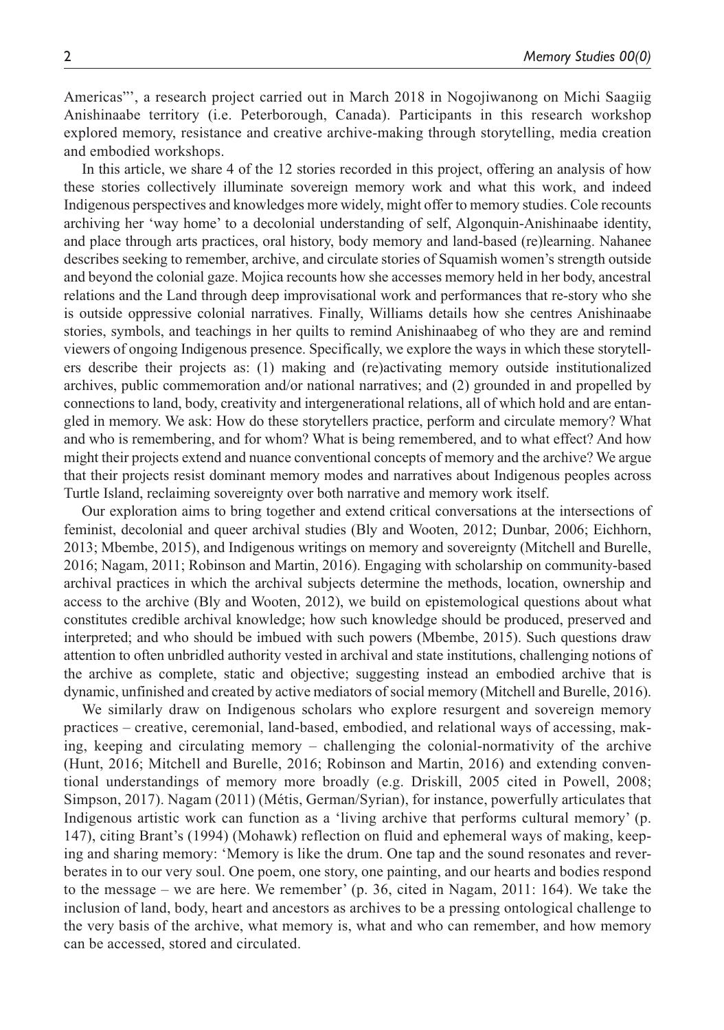Americas"', a research project carried out in March 2018 in Nogojiwanong on Michi Saagiig Anishinaabe territory (i.e. Peterborough, Canada). Participants in this research workshop explored memory, resistance and creative archive-making through storytelling, media creation and embodied workshops.

In this article, we share 4 of the 12 stories recorded in this project, offering an analysis of how these stories collectively illuminate sovereign memory work and what this work, and indeed Indigenous perspectives and knowledges more widely, might offer to memory studies. Cole recounts archiving her 'way home' to a decolonial understanding of self, Algonquin-Anishinaabe identity, and place through arts practices, oral history, body memory and land-based (re)learning. Nahanee describes seeking to remember, archive, and circulate stories of Squamish women's strength outside and beyond the colonial gaze. Mojica recounts how she accesses memory held in her body, ancestral relations and the Land through deep improvisational work and performances that re-story who she is outside oppressive colonial narratives. Finally, Williams details how she centres Anishinaabe stories, symbols, and teachings in her quilts to remind Anishinaabeg of who they are and remind viewers of ongoing Indigenous presence. Specifically, we explore the ways in which these storytellers describe their projects as: (1) making and (re)activating memory outside institutionalized archives, public commemoration and/or national narratives; and (2) grounded in and propelled by connections to land, body, creativity and intergenerational relations, all of which hold and are entangled in memory. We ask: How do these storytellers practice, perform and circulate memory? What and who is remembering, and for whom? What is being remembered, and to what effect? And how might their projects extend and nuance conventional concepts of memory and the archive? We argue that their projects resist dominant memory modes and narratives about Indigenous peoples across Turtle Island, reclaiming sovereignty over both narrative and memory work itself.

Our exploration aims to bring together and extend critical conversations at the intersections of feminist, decolonial and queer archival studies (Bly and Wooten, 2012; Dunbar, 2006; Eichhorn, 2013; Mbembe, 2015), and Indigenous writings on memory and sovereignty (Mitchell and Burelle, 2016; Nagam, 2011; Robinson and Martin, 2016). Engaging with scholarship on community-based archival practices in which the archival subjects determine the methods, location, ownership and access to the archive (Bly and Wooten, 2012), we build on epistemological questions about what constitutes credible archival knowledge; how such knowledge should be produced, preserved and interpreted; and who should be imbued with such powers (Mbembe, 2015). Such questions draw attention to often unbridled authority vested in archival and state institutions, challenging notions of the archive as complete, static and objective; suggesting instead an embodied archive that is dynamic, unfinished and created by active mediators of social memory (Mitchell and Burelle, 2016).

We similarly draw on Indigenous scholars who explore resurgent and sovereign memory practices – creative, ceremonial, land-based, embodied, and relational ways of accessing, making, keeping and circulating memory – challenging the colonial-normativity of the archive (Hunt, 2016; Mitchell and Burelle, 2016; Robinson and Martin, 2016) and extending conventional understandings of memory more broadly (e.g. Driskill, 2005 cited in Powell, 2008; Simpson, 2017). Nagam (2011) (Métis, German/Syrian), for instance, powerfully articulates that Indigenous artistic work can function as a 'living archive that performs cultural memory' (p. 147), citing Brant's (1994) (Mohawk) reflection on fluid and ephemeral ways of making, keeping and sharing memory: 'Memory is like the drum. One tap and the sound resonates and reverberates in to our very soul. One poem, one story, one painting, and our hearts and bodies respond to the message – we are here. We remember' (p. 36, cited in Nagam, 2011: 164). We take the inclusion of land, body, heart and ancestors as archives to be a pressing ontological challenge to the very basis of the archive, what memory is, what and who can remember, and how memory can be accessed, stored and circulated.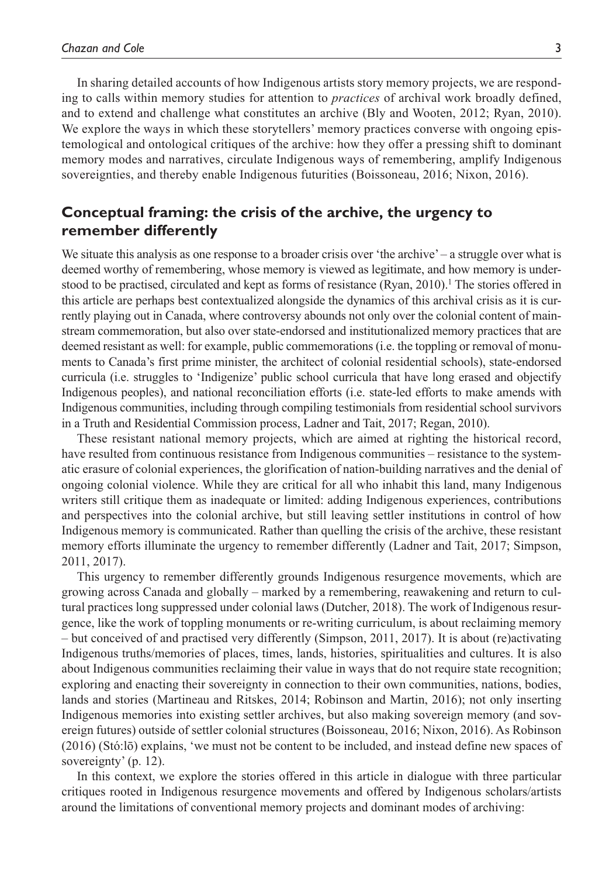In sharing detailed accounts of how Indigenous artists story memory projects, we are responding to calls within memory studies for attention to *practices* of archival work broadly defined, and to extend and challenge what constitutes an archive (Bly and Wooten, 2012; Ryan, 2010). We explore the ways in which these storytellers' memory practices converse with ongoing epistemological and ontological critiques of the archive: how they offer a pressing shift to dominant memory modes and narratives, circulate Indigenous ways of remembering, amplify Indigenous sovereignties, and thereby enable Indigenous futurities (Boissoneau, 2016; Nixon, 2016).

## Conceptual framing: the crisis of the archive, the urgency to remember differently

We situate this analysis as one response to a broader crisis over 'the archive' – a struggle over what is deemed worthy of remembering, whose memory is viewed as legitimate, and how memory is understood to be practised, circulated and kept as forms of resistance (Ryan, 2010).[1] The stories offered in this article are perhaps best contextualized alongside the dynamics of this archival crisis as it is currently playing out in Canada, where controversy abounds not only over the colonial content of mainstream commemoration, but also over state-endorsed and institutionalized memory practices that are deemed resistant as well: for example, public commemorations (i.e. the toppling or removal of monuments to Canada's first prime minister, the architect of colonial residential schools), state-endorsed curricula (i.e. struggles to 'Indigenize' public school curricula that have long erased and objectify Indigenous peoples), and national reconciliation efforts (i.e. state-led efforts to make amends with Indigenous communities, including through compiling testimonials from residential school survivors in a Truth and Residential Commission process, Ladner and Tait, 2017; Regan, 2010).

These resistant national memory projects, which are aimed at righting the historical record, have resulted from continuous resistance from Indigenous communities – resistance to the systematic erasure of colonial experiences, the glorification of nation-building narratives and the denial of ongoing colonial violence. While they are critical for all who inhabit this land, many Indigenous writers still critique them as inadequate or limited: adding Indigenous experiences, contributions and perspectives into the colonial archive, but still leaving settler institutions in control of how Indigenous memory is communicated. Rather than quelling the crisis of the archive, these resistant memory efforts illuminate the urgency to remember differently (Ladner and Tait, 2017; Simpson, 2011, 2017).

This urgency to remember differently grounds Indigenous resurgence movements, which are growing across Canada and globally – marked by a remembering, reawakening and return to cultural practices long suppressed under colonial laws (Dutcher, 2018). The work of Indigenous resurgence, like the work of toppling monuments or re-writing curriculum, is about reclaiming memory – but conceived of and practised very differently (Simpson, 2011, 2017). It is about (re)activating Indigenous truths/memories of places, times, lands, histories, spiritualities and cultures. It is also about Indigenous communities reclaiming their value in ways that do not require state recognition; exploring and enacting their sovereignty in connection to their own communities, nations, bodies, lands and stories (Martineau and Ritskes, 2014; Robinson and Martin, 2016); not only inserting Indigenous memories into existing settler archives, but also making sovereign memory (and sovereign futures) outside of settler colonial structures (Boissoneau, 2016; Nixon, 2016). As Robinson (2016) (Stó:lō) explains, 'we must not be content to be included, and instead define new spaces of sovereignty' (p. 12).

In this context, we explore the stories offered in this article in dialogue with three particular critiques rooted in Indigenous resurgence movements and offered by Indigenous scholars/artists around the limitations of conventional memory projects and dominant modes of archiving: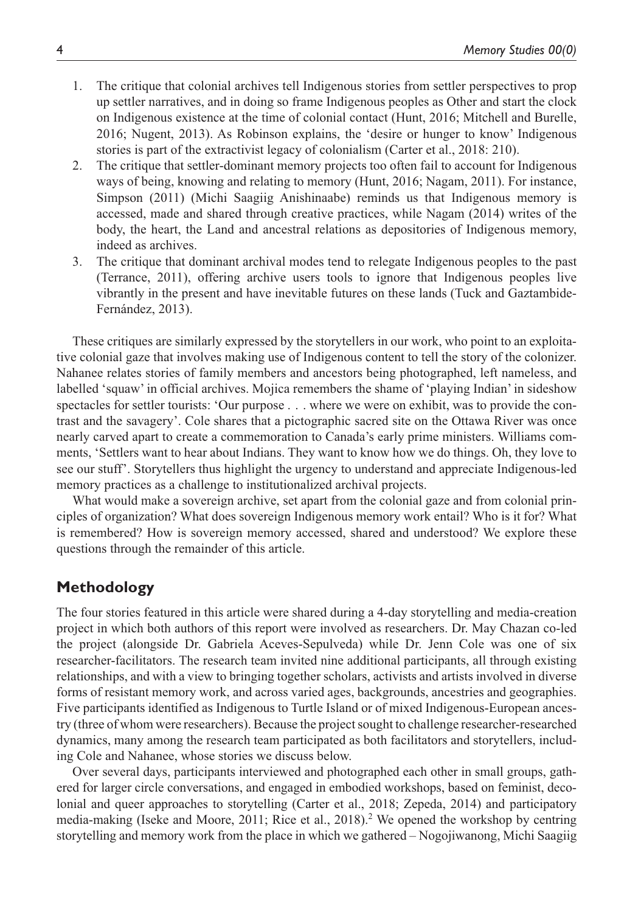1. The critique that colonial archives tell Indigenous stories from settler perspectives to prop up settler narratives, and in doing so frame Indigenous peoples as Other and start the clock on Indigenous existence at the time of colonial contact (Hunt, 2016; Mitchell and Burelle, 2016; Nugent, 2013). As Robinson explains, the 'desire or hunger to know' Indigenous stories is part of the extractivist legacy of colonialism (Carter et al., 2018: 210).
2. The critique that settler-dominant memory projects too often fail to account for Indigenous ways of being, knowing and relating to memory (Hunt, 2016; Nagam, 2011). For instance, Simpson (2011) (Michi Saagiig Anishinaabe) reminds us that Indigenous memory is accessed, made and shared through creative practices, while Nagam (2014) writes of the body, the heart, the Land and ancestral relations as depositories of Indigenous memory, indeed as archives.
3. The critique that dominant archival modes tend to relegate Indigenous peoples to the past (Terrance, 2011), offering archive users tools to ignore that Indigenous peoples live vibrantly in the present and have inevitable futures on these lands (Tuck and Gaztambide-Fernández, 2013).

These critiques are similarly expressed by the storytellers in our work, who point to an exploitative colonial gaze that involves making use of Indigenous content to tell the story of the colonizer. Nahanee relates stories of family members and ancestors being photographed, left nameless, and labelled 'squaw' in official archives. Mojica remembers the shame of 'playing Indian' in sideshow spectacles for settler tourists: 'Our purpose . . . where we were on exhibit, was to provide the contrast and the savagery'. Cole shares that a pictographic sacred site on the Ottawa River was once nearly carved apart to create a commemoration to Canada's early prime ministers. Williams comments, 'Settlers want to hear about Indians. They want to know how we do things. Oh, they love to see our stuff'. Storytellers thus highlight the urgency to understand and appreciate Indigenous-led memory practices as a challenge to institutionalized archival projects.

What would make a sovereign archive, set apart from the colonial gaze and from colonial principles of organization? What does sovereign Indigenous memory work entail? Who is it for? What is remembered? How is sovereign memory accessed, shared and understood? We explore these questions through the remainder of this article.

## Methodology

The four stories featured in this article were shared during a 4-day storytelling and media-creation project in which both authors of this report were involved as researchers. Dr. May Chazan co-led the project (alongside Dr. Gabriela Aceves-Sepulveda) while Dr. Jenn Cole was one of six researcher-facilitators. The research team invited nine additional participants, all through existing relationships, and with a view to bringing together scholars, activists and artists involved in diverse forms of resistant memory work, and across varied ages, backgrounds, ancestries and geographies. Five participants identified as Indigenous to Turtle Island or of mixed Indigenous-European ancestry (three of whom were researchers). Because the project sought to challenge researcher-researched dynamics, many among the research team participated as both facilitators and storytellers, including Cole and Nahanee, whose stories we discuss below.

Over several days, participants interviewed and photographed each other in small groups, gathered for larger circle conversations, and engaged in embodied workshops, based on feminist, decolonial and queer approaches to storytelling (Carter et al., 2018; Zepeda, 2014) and participatory media-making (Iseke and Moore, 2011; Rice et al., 2018).[2] We opened the workshop by centring storytelling and memory work from the place in which we gathered – Nogojiwanong, Michi Saagiig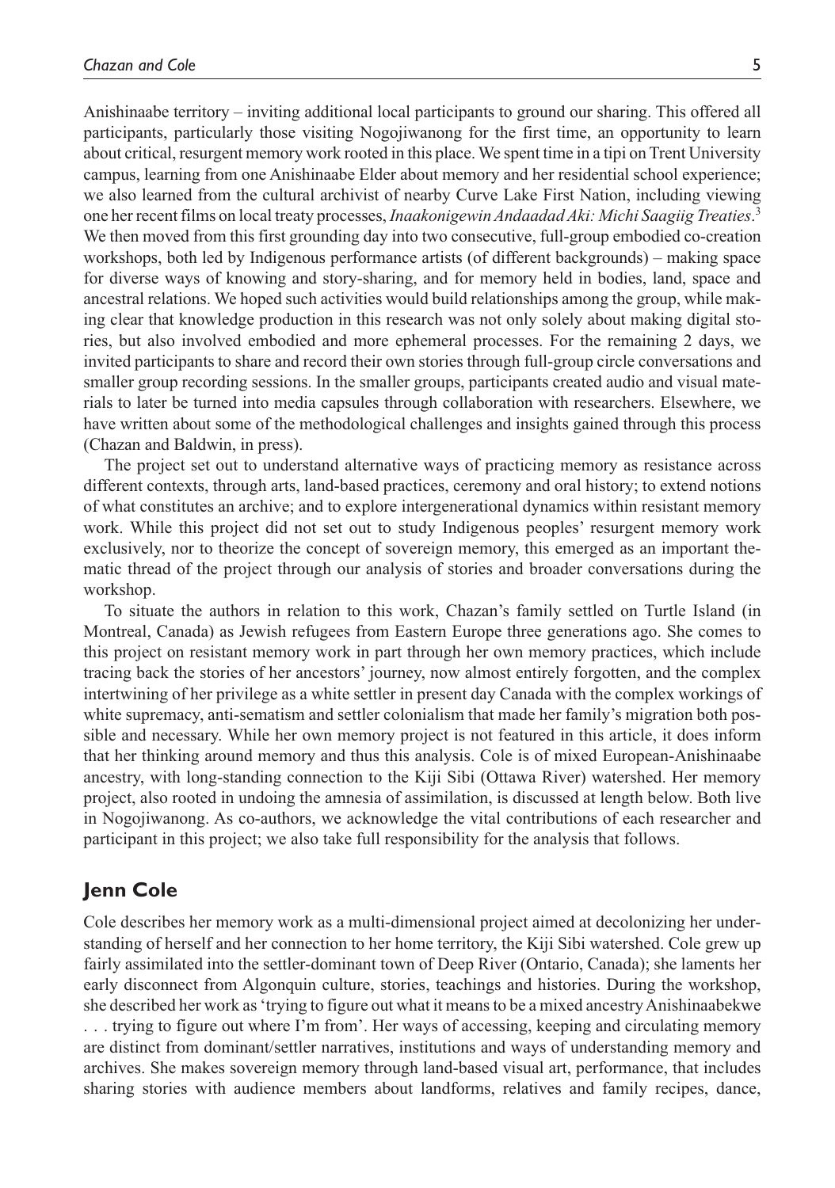Anishinaabe territory – inviting additional local participants to ground our sharing. This offered all participants, particularly those visiting Nogojiwanong for the first time, an opportunity to learn about critical, resurgent memory work rooted in this place. We spent time in a tipi on Trent University campus, learning from one Anishinaabe Elder about memory and her residential school experience; we also learned from the cultural archivist of nearby Curve Lake First Nation, including viewing one her recent films on local treaty processes, *Inaakonigewin Andaadad Aki: Michi Saagiig Treaties*.[3] We then moved from this first grounding day into two consecutive, full-group embodied co-creation workshops, both led by Indigenous performance artists (of different backgrounds) – making space for diverse ways of knowing and story-sharing, and for memory held in bodies, land, space and ancestral relations. We hoped such activities would build relationships among the group, while making clear that knowledge production in this research was not only solely about making digital stories, but also involved embodied and more ephemeral processes. For the remaining 2 days, we invited participants to share and record their own stories through full-group circle conversations and smaller group recording sessions. In the smaller groups, participants created audio and visual materials to later be turned into media capsules through collaboration with researchers. Elsewhere, we have written about some of the methodological challenges and insights gained through this process (Chazan and Baldwin, in press).

The project set out to understand alternative ways of practicing memory as resistance across different contexts, through arts, land-based practices, ceremony and oral history; to extend notions of what constitutes an archive; and to explore intergenerational dynamics within resistant memory work. While this project did not set out to study Indigenous peoples' resurgent memory work exclusively, nor to theorize the concept of sovereign memory, this emerged as an important thematic thread of the project through our analysis of stories and broader conversations during the workshop.

To situate the authors in relation to this work, Chazan's family settled on Turtle Island (in Montreal, Canada) as Jewish refugees from Eastern Europe three generations ago. She comes to this project on resistant memory work in part through her own memory practices, which include tracing back the stories of her ancestors' journey, now almost entirely forgotten, and the complex intertwining of her privilege as a white settler in present day Canada with the complex workings of white supremacy, anti-sematism and settler colonialism that made her family's migration both possible and necessary. While her own memory project is not featured in this article, it does inform that her thinking around memory and thus this analysis. Cole is of mixed European-Anishinaabe ancestry, with long-standing connection to the Kiji Sibi (Ottawa River) watershed. Her memory project, also rooted in undoing the amnesia of assimilation, is discussed at length below. Both live in Nogojiwanong. As co-authors, we acknowledge the vital contributions of each researcher and participant in this project; we also take full responsibility for the analysis that follows.

## Jenn Cole

Cole describes her memory work as a multi-dimensional project aimed at decolonizing her understanding of herself and her connection to her home territory, the Kiji Sibi watershed. Cole grew up fairly assimilated into the settler-dominant town of Deep River (Ontario, Canada); she laments her early disconnect from Algonquin culture, stories, teachings and histories. During the workshop, she described her work as 'trying to figure out what it means to be a mixed ancestry Anishinaabekwe . . . trying to figure out where I'm from'. Her ways of accessing, keeping and circulating memory are distinct from dominant/settler narratives, institutions and ways of understanding memory and archives. She makes sovereign memory through land-based visual art, performance, that includes sharing stories with audience members about landforms, relatives and family recipes, dance,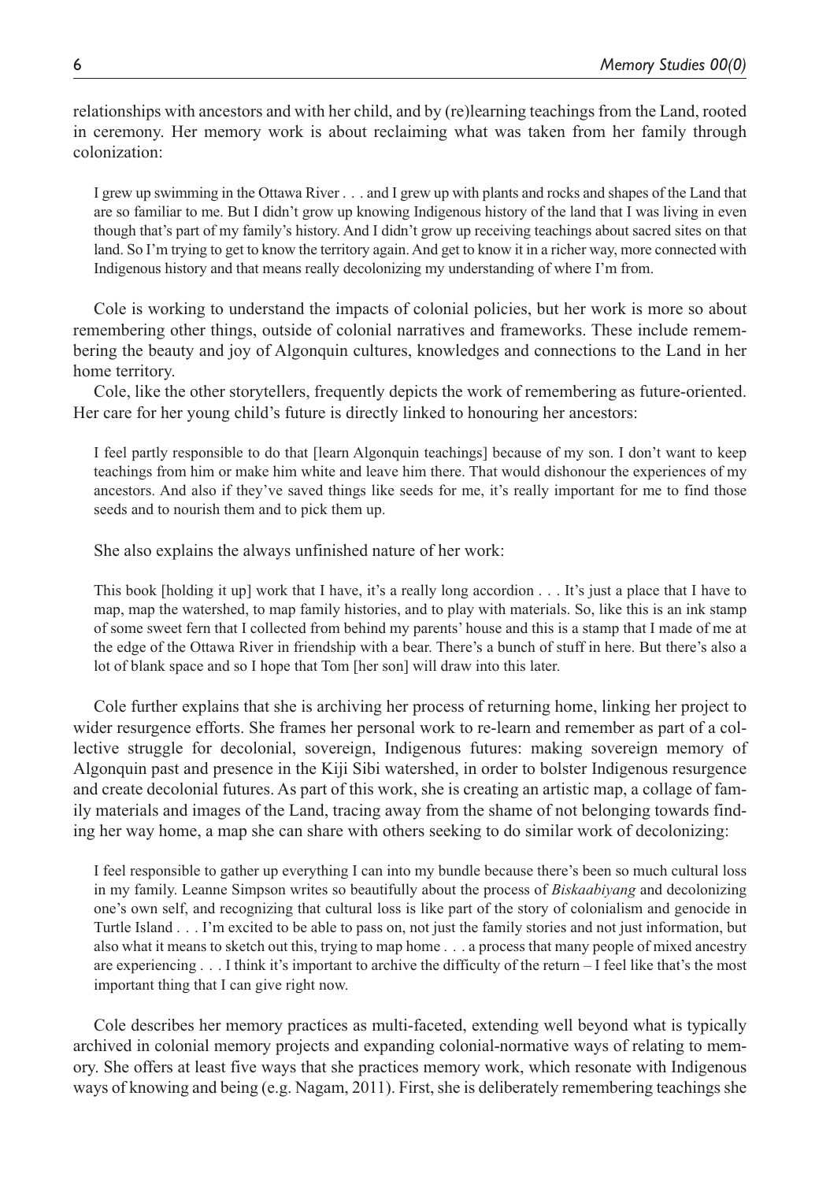relationships with ancestors and with her child, and by (re)learning teachings from the Land, rooted in ceremony. Her memory work is about reclaiming what was taken from her family through colonization:

> I grew up swimming in the Ottawa River . . . and I grew up with plants and rocks and shapes of the Land that are so familiar to me. But I didn't grow up knowing Indigenous history of the land that I was living in even though that's part of my family's history. And I didn't grow up receiving teachings about sacred sites on that land. So I'm trying to get to know the territory again. And get to know it in a richer way, more connected with Indigenous history and that means really decolonizing my understanding of where I'm from.

Cole is working to understand the impacts of colonial policies, but her work is more so about remembering other things, outside of colonial narratives and frameworks. These include remembering the beauty and joy of Algonquin cultures, knowledges and connections to the Land in her home territory.

Cole, like the other storytellers, frequently depicts the work of remembering as future-oriented. Her care for her young child's future is directly linked to honouring her ancestors:

> I feel partly responsible to do that [learn Algonquin teachings] because of my son. I don't want to keep teachings from him or make him white and leave him there. That would dishonour the experiences of my ancestors. And also if they've saved things like seeds for me, it's really important for me to find those seeds and to nourish them and to pick them up.

She also explains the always unfinished nature of her work:

> This book [holding it up] work that I have, it's a really long accordion . . . It's just a place that I have to map, map the watershed, to map family histories, and to play with materials. So, like this is an ink stamp of some sweet fern that I collected from behind my parents' house and this is a stamp that I made of me at the edge of the Ottawa River in friendship with a bear. There's a bunch of stuff in here. But there's also a lot of blank space and so I hope that Tom [her son] will draw into this later.

Cole further explains that she is archiving her process of returning home, linking her project to wider resurgence efforts. She frames her personal work to re-learn and remember as part of a collective struggle for decolonial, sovereign, Indigenous futures: making sovereign memory of Algonquin past and presence in the Kiji Sibi watershed, in order to bolster Indigenous resurgence and create decolonial futures. As part of this work, she is creating an artistic map, a collage of family materials and images of the Land, tracing away from the shame of not belonging towards finding her way home, a map she can share with others seeking to do similar work of decolonizing:

> I feel responsible to gather up everything I can into my bundle because there's been so much cultural loss in my family. Leanne Simpson writes so beautifully about the process of *Biskaabiyang* and decolonizing one's own self, and recognizing that cultural loss is like part of the story of colonialism and genocide in Turtle Island . . . I'm excited to be able to pass on, not just the family stories and not just information, but also what it means to sketch out this, trying to map home . . . a process that many people of mixed ancestry are experiencing . . . I think it's important to archive the difficulty of the return – I feel like that's the most important thing that I can give right now.

Cole describes her memory practices as multi-faceted, extending well beyond what is typically archived in colonial memory projects and expanding colonial-normative ways of relating to memory. She offers at least five ways that she practices memory work, which resonate with Indigenous ways of knowing and being (e.g. Nagam, 2011). First, she is deliberately remembering teachings she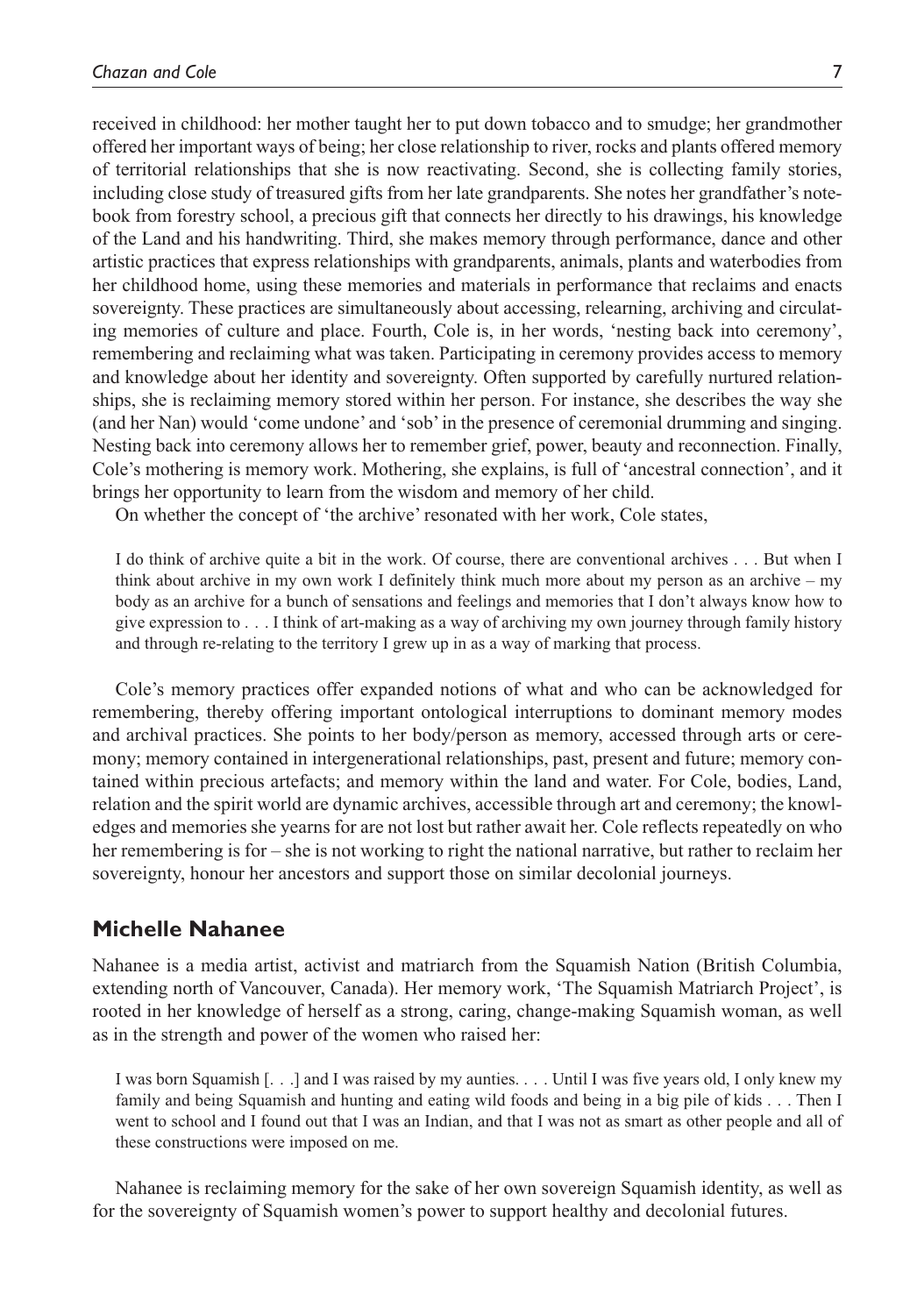received in childhood: her mother taught her to put down tobacco and to smudge; her grandmother offered her important ways of being; her close relationship to river, rocks and plants offered memory of territorial relationships that she is now reactivating. Second, she is collecting family stories, including close study of treasured gifts from her late grandparents. She notes her grandfather's notebook from forestry school, a precious gift that connects her directly to his drawings, his knowledge of the Land and his handwriting. Third, she makes memory through performance, dance and other artistic practices that express relationships with grandparents, animals, plants and waterbodies from her childhood home, using these memories and materials in performance that reclaims and enacts sovereignty. These practices are simultaneously about accessing, relearning, archiving and circulating memories of culture and place. Fourth, Cole is, in her words, 'nesting back into ceremony', remembering and reclaiming what was taken. Participating in ceremony provides access to memory and knowledge about her identity and sovereignty. Often supported by carefully nurtured relationships, she is reclaiming memory stored within her person. For instance, she describes the way she (and her Nan) would 'come undone' and 'sob' in the presence of ceremonial drumming and singing. Nesting back into ceremony allows her to remember grief, power, beauty and reconnection. Finally, Cole's mothering is memory work. Mothering, she explains, is full of 'ancestral connection', and it brings her opportunity to learn from the wisdom and memory of her child.

On whether the concept of 'the archive' resonated with her work, Cole states,

> I do think of archive quite a bit in the work. Of course, there are conventional archives . . . But when I think about archive in my own work I definitely think much more about my person as an archive – my body as an archive for a bunch of sensations and feelings and memories that I don't always know how to give expression to . . . I think of art-making as a way of archiving my own journey through family history and through re-relating to the territory I grew up in as a way of marking that process.

Cole's memory practices offer expanded notions of what and who can be acknowledged for remembering, thereby offering important ontological interruptions to dominant memory modes and archival practices. She points to her body/person as memory, accessed through arts or ceremony; memory contained in intergenerational relationships, past, present and future; memory contained within precious artefacts; and memory within the land and water. For Cole, bodies, Land, relation and the spirit world are dynamic archives, accessible through art and ceremony; the knowledges and memories she yearns for are not lost but rather await her. Cole reflects repeatedly on who her remembering is for – she is not working to right the national narrative, but rather to reclaim her sovereignty, honour her ancestors and support those on similar decolonial journeys.

## Michelle Nahanee

Nahanee is a media artist, activist and matriarch from the Squamish Nation (British Columbia, extending north of Vancouver, Canada). Her memory work, 'The Squamish Matriarch Project', is rooted in her knowledge of herself as a strong, caring, change-making Squamish woman, as well as in the strength and power of the women who raised her:

> I was born Squamish [. . .] and I was raised by my aunties. . . . Until I was five years old, I only knew my family and being Squamish and hunting and eating wild foods and being in a big pile of kids . . . Then I went to school and I found out that I was an Indian, and that I was not as smart as other people and all of these constructions were imposed on me.

Nahanee is reclaiming memory for the sake of her own sovereign Squamish identity, as well as for the sovereignty of Squamish women's power to support healthy and decolonial futures.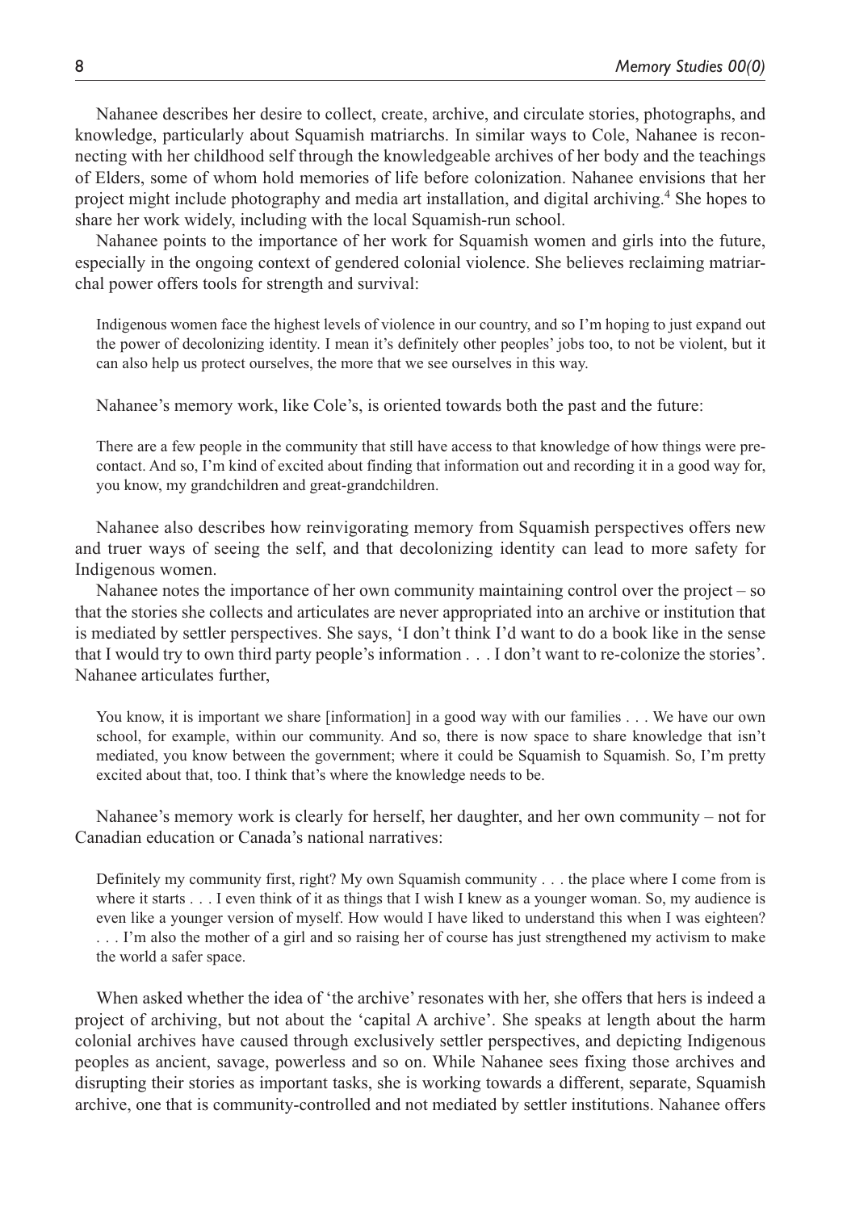Nahanee describes her desire to collect, create, archive, and circulate stories, photographs, and knowledge, particularly about Squamish matriarchs. In similar ways to Cole, Nahanee is reconnecting with her childhood self through the knowledgeable archives of her body and the teachings of Elders, some of whom hold memories of life before colonization. Nahanee envisions that her project might include photography and media art installation, and digital archiving.[4] She hopes to share her work widely, including with the local Squamish-run school.

Nahanee points to the importance of her work for Squamish women and girls into the future, especially in the ongoing context of gendered colonial violence. She believes reclaiming matriarchal power offers tools for strength and survival:

> Indigenous women face the highest levels of violence in our country, and so I'm hoping to just expand out the power of decolonizing identity. I mean it's definitely other peoples' jobs too, to not be violent, but it can also help us protect ourselves, the more that we see ourselves in this way.

Nahanee's memory work, like Cole's, is oriented towards both the past and the future:

> There are a few people in the community that still have access to that knowledge of how things were pre-contact. And so, I'm kind of excited about finding that information out and recording it in a good way for, you know, my grandchildren and great-grandchildren.

Nahanee also describes how reinvigorating memory from Squamish perspectives offers new and truer ways of seeing the self, and that decolonizing identity can lead to more safety for Indigenous women.

Nahanee notes the importance of her own community maintaining control over the project – so that the stories she collects and articulates are never appropriated into an archive or institution that is mediated by settler perspectives. She says, 'I don't think I'd want to do a book like in the sense that I would try to own third party people's information . . . I don't want to re-colonize the stories'. Nahanee articulates further,

> You know, it is important we share [information] in a good way with our families . . . We have our own school, for example, within our community. And so, there is now space to share knowledge that isn't mediated, you know between the government; where it could be Squamish to Squamish. So, I'm pretty excited about that, too. I think that's where the knowledge needs to be.

Nahanee's memory work is clearly for herself, her daughter, and her own community – not for Canadian education or Canada's national narratives:

> Definitely my community first, right? My own Squamish community . . . the place where I come from is where it starts . . . I even think of it as things that I wish I knew as a younger woman. So, my audience is even like a younger version of myself. How would I have liked to understand this when I was eighteen? . . . I'm also the mother of a girl and so raising her of course has just strengthened my activism to make the world a safer space.

When asked whether the idea of 'the archive' resonates with her, she offers that hers is indeed a project of archiving, but not about the 'capital A archive'. She speaks at length about the harm colonial archives have caused through exclusively settler perspectives, and depicting Indigenous peoples as ancient, savage, powerless and so on. While Nahanee sees fixing those archives and disrupting their stories as important tasks, she is working towards a different, separate, Squamish archive, one that is community-controlled and not mediated by settler institutions. Nahanee offers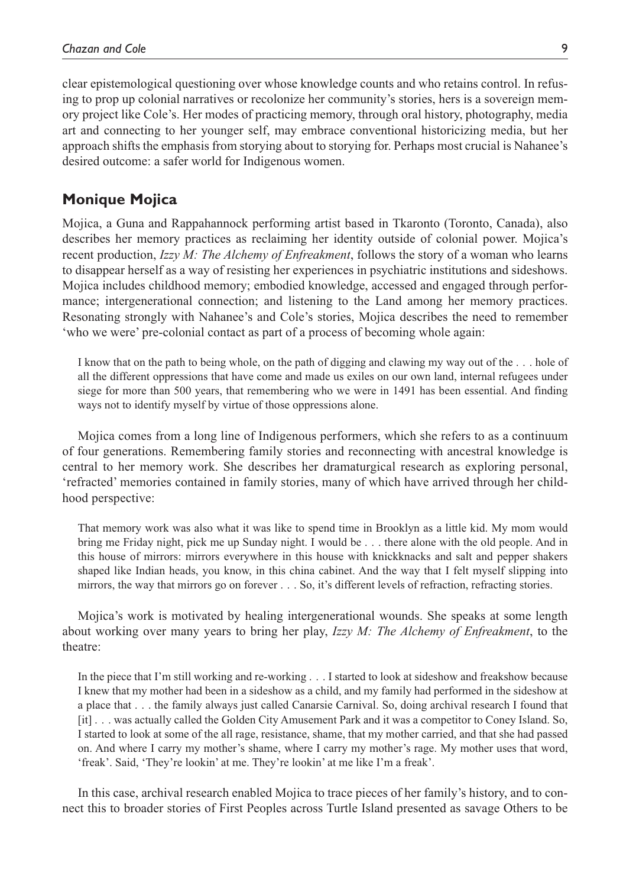clear epistemological questioning over whose knowledge counts and who retains control. In refusing to prop up colonial narratives or recolonize her community's stories, hers is a sovereign memory project like Cole's. Her modes of practicing memory, through oral history, photography, media art and connecting to her younger self, may embrace conventional historicizing media, but her approach shifts the emphasis from storying about to storying for. Perhaps most crucial is Nahanee's desired outcome: a safer world for Indigenous women.

## Monique Mojica

Mojica, a Guna and Rappahannock performing artist based in Tkaronto (Toronto, Canada), also describes her memory practices as reclaiming her identity outside of colonial power. Mojica's recent production, *Izzy M: The Alchemy of Enfreakment*, follows the story of a woman who learns to disappear herself as a way of resisting her experiences in psychiatric institutions and sideshows. Mojica includes childhood memory; embodied knowledge, accessed and engaged through performance; intergenerational connection; and listening to the Land among her memory practices. Resonating strongly with Nahanee's and Cole's stories, Mojica describes the need to remember 'who we were' pre-colonial contact as part of a process of becoming whole again:

> I know that on the path to being whole, on the path of digging and clawing my way out of the . . . hole of all the different oppressions that have come and made us exiles on our own land, internal refugees under siege for more than 500 years, that remembering who we were in 1491 has been essential. And finding ways not to identify myself by virtue of those oppressions alone.

Mojica comes from a long line of Indigenous performers, which she refers to as a continuum of four generations. Remembering family stories and reconnecting with ancestral knowledge is central to her memory work. She describes her dramaturgical research as exploring personal, 'refracted' memories contained in family stories, many of which have arrived through her childhood perspective:

> That memory work was also what it was like to spend time in Brooklyn as a little kid. My mom would bring me Friday night, pick me up Sunday night. I would be . . . there alone with the old people. And in this house of mirrors: mirrors everywhere in this house with knickknacks and salt and pepper shakers shaped like Indian heads, you know, in this china cabinet. And the way that I felt myself slipping into mirrors, the way that mirrors go on forever . . . So, it's different levels of refraction, refracting stories.

Mojica's work is motivated by healing intergenerational wounds. She speaks at some length about working over many years to bring her play, *Izzy M: The Alchemy of Enfreakment*, to the theatre:

> In the piece that I'm still working and re-working . . . I started to look at sideshow and freakshow because I knew that my mother had been in a sideshow as a child, and my family had performed in the sideshow at a place that . . . the family always just called Canarsie Carnival. So, doing archival research I found that [it] . . . was actually called the Golden City Amusement Park and it was a competitor to Coney Island. So, I started to look at some of the all rage, resistance, shame, that my mother carried, and that she had passed on. And where I carry my mother's shame, where I carry my mother's rage. My mother uses that word, 'freak'. Said, 'They're lookin' at me. They're lookin' at me like I'm a freak'.

In this case, archival research enabled Mojica to trace pieces of her family's history, and to connect this to broader stories of First Peoples across Turtle Island presented as savage Others to be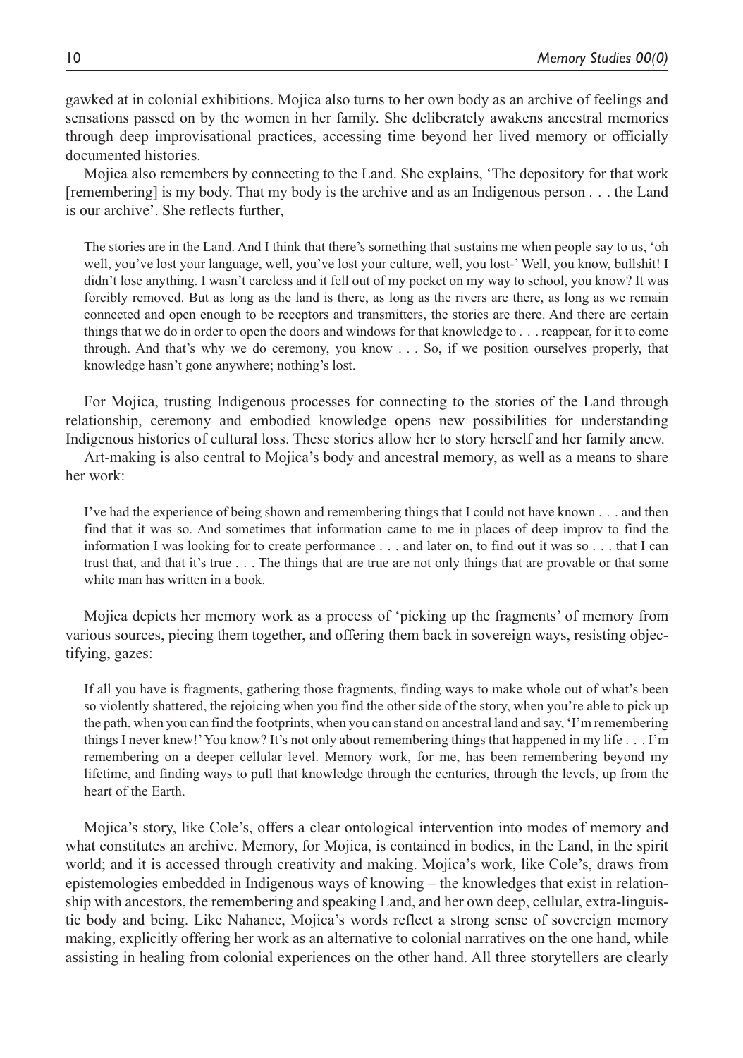gawked at in colonial exhibitions. Mojica also turns to her own body as an archive of feelings and sensations passed on by the women in her family. She deliberately awakens ancestral memories through deep improvisational practices, accessing time beyond her lived memory or officially documented histories.

Mojica also remembers by connecting to the Land. She explains, 'The depository for that work [remembering] is my body. That my body is the archive and as an Indigenous person . . . the Land is our archive'. She reflects further,

> The stories are in the Land. And I think that there's something that sustains me when people say to us, 'oh well, you've lost your language, well, you've lost your culture, well, you lost-' Well, you know, bullshit! I didn't lose anything. I wasn't careless and it fell out of my pocket on my way to school, you know? It was forcibly removed. But as long as the land is there, as long as the rivers are there, as long as we remain connected and open enough to be receptors and transmitters, the stories are there. And there are certain things that we do in order to open the doors and windows for that knowledge to . . . reappear, for it to come through. And that's why we do ceremony, you know . . . So, if we position ourselves properly, that knowledge hasn't gone anywhere; nothing's lost.

For Mojica, trusting Indigenous processes for connecting to the stories of the Land through relationship, ceremony and embodied knowledge opens new possibilities for understanding Indigenous histories of cultural loss. These stories allow her to story herself and her family anew.

Art-making is also central to Mojica's body and ancestral memory, as well as a means to share her work:

> I've had the experience of being shown and remembering things that I could not have known . . . and then find that it was so. And sometimes that information came to me in places of deep improv to find the information I was looking for to create performance . . . and later on, to find out it was so . . . that I can trust that, and that it's true . . . The things that are true are not only things that are provable or that some white man has written in a book.

Mojica depicts her memory work as a process of 'picking up the fragments' of memory from various sources, piecing them together, and offering them back in sovereign ways, resisting objectifying, gazes:

> If all you have is fragments, gathering those fragments, finding ways to make whole out of what's been so violently shattered, the rejoicing when you find the other side of the story, when you're able to pick up the path, when you can find the footprints, when you can stand on ancestral land and say, 'I'm remembering things I never knew!' You know? It's not only about remembering things that happened in my life . . . I'm remembering on a deeper cellular level. Memory work, for me, has been remembering beyond my lifetime, and finding ways to pull that knowledge through the centuries, through the levels, up from the heart of the Earth.

Mojica's story, like Cole's, offers a clear ontological intervention into modes of memory and what constitutes an archive. Memory, for Mojica, is contained in bodies, in the Land, in the spirit world; and it is accessed through creativity and making. Mojica's work, like Cole's, draws from epistemologies embedded in Indigenous ways of knowing – the knowledges that exist in relationship with ancestors, the remembering and speaking Land, and her own deep, cellular, extra-linguistic body and being. Like Nahanee, Mojica's words reflect a strong sense of sovereign memory making, explicitly offering her work as an alternative to colonial narratives on the one hand, while assisting in healing from colonial experiences on the other hand. All three storytellers are clearly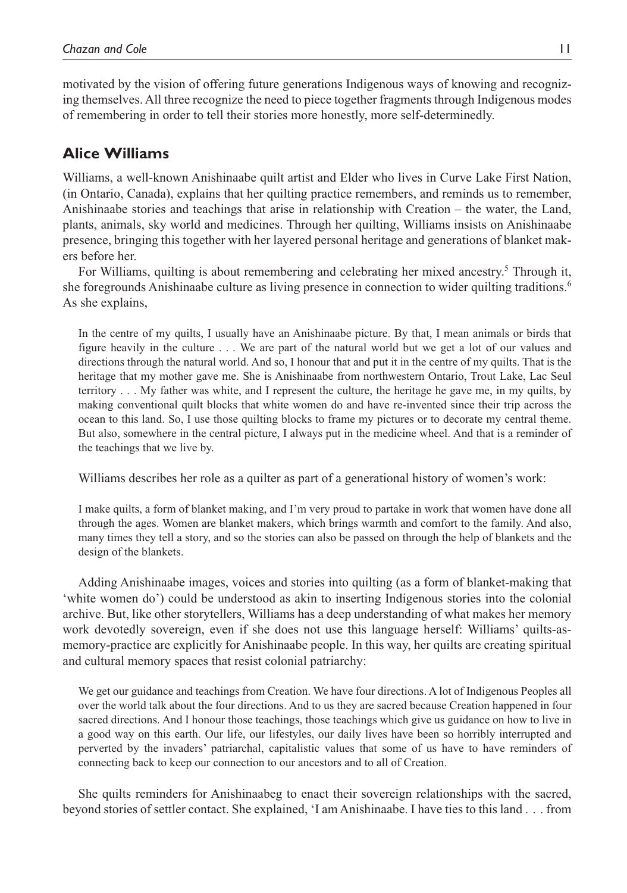motivated by the vision of offering future generations Indigenous ways of knowing and recognizing themselves. All three recognize the need to piece together fragments through Indigenous modes of remembering in order to tell their stories more honestly, more self-determinedly.

## Alice Williams

Williams, a well-known Anishinaabe quilt artist and Elder who lives in Curve Lake First Nation, (in Ontario, Canada), explains that her quilting practice remembers, and reminds us to remember, Anishinaabe stories and teachings that arise in relationship with Creation – the water, the Land, plants, animals, sky world and medicines. Through her quilting, Williams insists on Anishinaabe presence, bringing this together with her layered personal heritage and generations of blanket makers before her.

For Williams, quilting is about remembering and celebrating her mixed ancestry.[5] Through it, she foregrounds Anishinaabe culture as living presence in connection to wider quilting traditions.[6] As she explains,

> In the centre of my quilts, I usually have an Anishinaabe picture. By that, I mean animals or birds that figure heavily in the culture . . . We are part of the natural world but we get a lot of our values and directions through the natural world. And so, I honour that and put it in the centre of my quilts. That is the heritage that my mother gave me. She is Anishinaabe from northwestern Ontario, Trout Lake, Lac Seul territory . . . My father was white, and I represent the culture, the heritage he gave me, in my quilts, by making conventional quilt blocks that white women do and have re-invented since their trip across the ocean to this land. So, I use those quilting blocks to frame my pictures or to decorate my central theme. But also, somewhere in the central picture, I always put in the medicine wheel. And that is a reminder of the teachings that we live by.

Williams describes her role as a quilter as part of a generational history of women's work:

> I make quilts, a form of blanket making, and I'm very proud to partake in work that women have done all through the ages. Women are blanket makers, which brings warmth and comfort to the family. And also, many times they tell a story, and so the stories can also be passed on through the help of blankets and the design of the blankets.

Adding Anishinaabe images, voices and stories into quilting (as a form of blanket-making that 'white women do') could be understood as akin to inserting Indigenous stories into the colonial archive. But, like other storytellers, Williams has a deep understanding of what makes her memory work devotedly sovereign, even if she does not use this language herself: Williams' quilts-as-memory-practice are explicitly for Anishinaabe people. In this way, her quilts are creating spiritual and cultural memory spaces that resist colonial patriarchy:

> We get our guidance and teachings from Creation. We have four directions. A lot of Indigenous Peoples all over the world talk about the four directions. And to us they are sacred because Creation happened in four sacred directions. And I honour those teachings, those teachings which give us guidance on how to live in a good way on this earth. Our life, our lifestyles, our daily lives have been so horribly interrupted and perverted by the invaders' patriarchal, capitalistic values that some of us have to have reminders of connecting back to keep our connection to our ancestors and to all of Creation.

She quilts reminders for Anishinaabeg to enact their sovereign relationships with the sacred, beyond stories of settler contact. She explained, 'I am Anishinaabe. I have ties to this land . . . from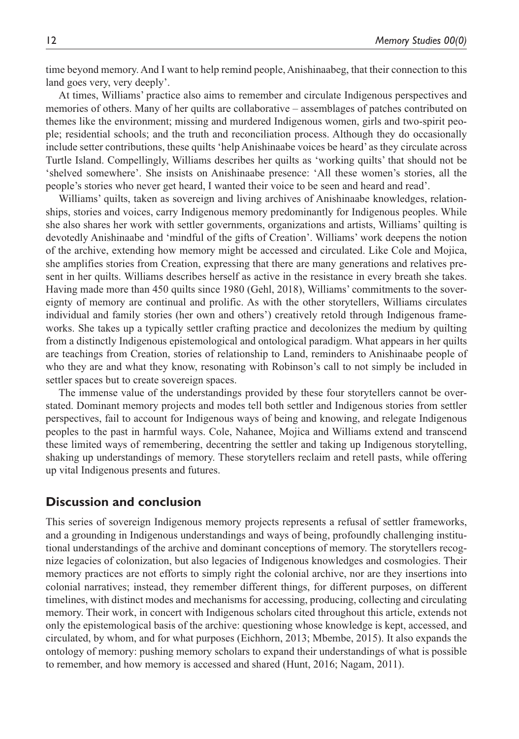time beyond memory. And I want to help remind people, Anishinaabeg, that their connection to this land goes very, very deeply'.

At times, Williams' practice also aims to remember and circulate Indigenous perspectives and memories of others. Many of her quilts are collaborative – assemblages of patches contributed on themes like the environment; missing and murdered Indigenous women, girls and two-spirit people; residential schools; and the truth and reconciliation process. Although they do occasionally include setter contributions, these quilts 'help Anishinaabe voices be heard' as they circulate across Turtle Island. Compellingly, Williams describes her quilts as 'working quilts' that should not be 'shelved somewhere'. She insists on Anishinaabe presence: 'All these women's stories, all the people's stories who never get heard, I wanted their voice to be seen and heard and read'.

Williams' quilts, taken as sovereign and living archives of Anishinaabe knowledges, relationships, stories and voices, carry Indigenous memory predominantly for Indigenous peoples. While she also shares her work with settler governments, organizations and artists, Williams' quilting is devotedly Anishinaabe and 'mindful of the gifts of Creation'. Williams' work deepens the notion of the archive, extending how memory might be accessed and circulated. Like Cole and Mojica, she amplifies stories from Creation, expressing that there are many generations and relatives present in her quilts. Williams describes herself as active in the resistance in every breath she takes. Having made more than 450 quilts since 1980 (Gehl, 2018), Williams' commitments to the sovereignty of memory are continual and prolific. As with the other storytellers, Williams circulates individual and family stories (her own and others') creatively retold through Indigenous frameworks. She takes up a typically settler crafting practice and decolonizes the medium by quilting from a distinctly Indigenous epistemological and ontological paradigm. What appears in her quilts are teachings from Creation, stories of relationship to Land, reminders to Anishinaabe people of who they are and what they know, resonating with Robinson's call to not simply be included in settler spaces but to create sovereign spaces.

The immense value of the understandings provided by these four storytellers cannot be overstated. Dominant memory projects and modes tell both settler and Indigenous stories from settler perspectives, fail to account for Indigenous ways of being and knowing, and relegate Indigenous peoples to the past in harmful ways. Cole, Nahanee, Mojica and Williams extend and transcend these limited ways of remembering, decentring the settler and taking up Indigenous storytelling, shaking up understandings of memory. These storytellers reclaim and retell pasts, while offering up vital Indigenous presents and futures.

## Discussion and conclusion

This series of sovereign Indigenous memory projects represents a refusal of settler frameworks, and a grounding in Indigenous understandings and ways of being, profoundly challenging institutional understandings of the archive and dominant conceptions of memory. The storytellers recognize legacies of colonization, but also legacies of Indigenous knowledges and cosmologies. Their memory practices are not efforts to simply right the colonial archive, nor are they insertions into colonial narratives; instead, they remember different things, for different purposes, on different timelines, with distinct modes and mechanisms for accessing, producing, collecting and circulating memory. Their work, in concert with Indigenous scholars cited throughout this article, extends not only the epistemological basis of the archive: questioning whose knowledge is kept, accessed, and circulated, by whom, and for what purposes (Eichhorn, 2013; Mbembe, 2015). It also expands the ontology of memory: pushing memory scholars to expand their understandings of what is possible to remember, and how memory is accessed and shared (Hunt, 2016; Nagam, 2011).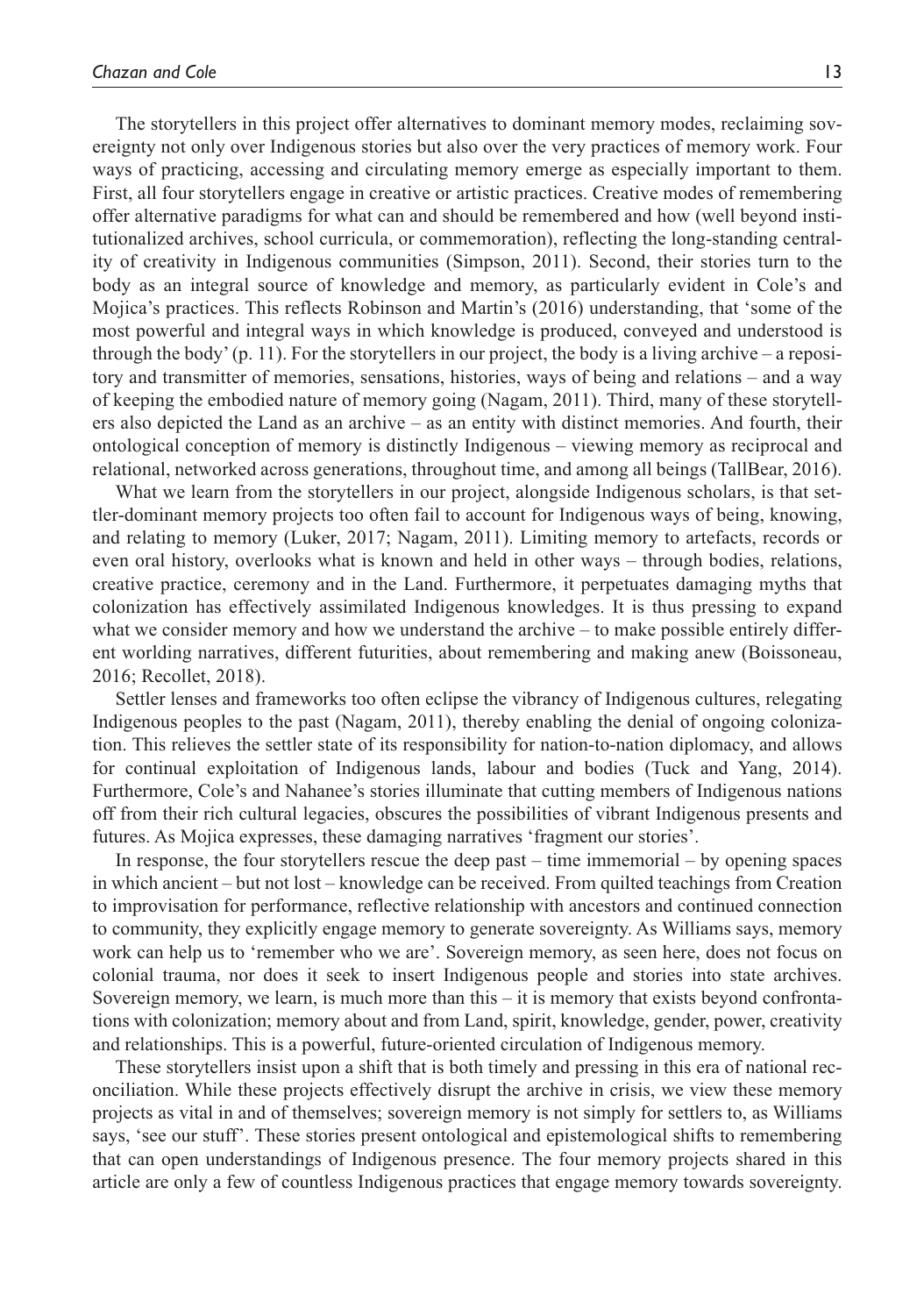The storytellers in this project offer alternatives to dominant memory modes, reclaiming sovereignty not only over Indigenous stories but also over the very practices of memory work. Four ways of practicing, accessing and circulating memory emerge as especially important to them. First, all four storytellers engage in creative or artistic practices. Creative modes of remembering offer alternative paradigms for what can and should be remembered and how (well beyond institutionalized archives, school curricula, or commemoration), reflecting the long-standing centrality of creativity in Indigenous communities (Simpson, 2011). Second, their stories turn to the body as an integral source of knowledge and memory, as particularly evident in Cole's and Mojica's practices. This reflects Robinson and Martin's (2016) understanding, that 'some of the most powerful and integral ways in which knowledge is produced, conveyed and understood is through the body' (p. 11). For the storytellers in our project, the body is a living archive – a repository and transmitter of memories, sensations, histories, ways of being and relations – and a way of keeping the embodied nature of memory going (Nagam, 2011). Third, many of these storytellers also depicted the Land as an archive – as an entity with distinct memories. And fourth, their ontological conception of memory is distinctly Indigenous – viewing memory as reciprocal and relational, networked across generations, throughout time, and among all beings (TallBear, 2016).

What we learn from the storytellers in our project, alongside Indigenous scholars, is that settler-dominant memory projects too often fail to account for Indigenous ways of being, knowing, and relating to memory (Luker, 2017; Nagam, 2011). Limiting memory to artefacts, records or even oral history, overlooks what is known and held in other ways – through bodies, relations, creative practice, ceremony and in the Land. Furthermore, it perpetuates damaging myths that colonization has effectively assimilated Indigenous knowledges. It is thus pressing to expand what we consider memory and how we understand the archive – to make possible entirely different worlding narratives, different futurities, about remembering and making anew (Boissoneau, 2016; Recollet, 2018).

Settler lenses and frameworks too often eclipse the vibrancy of Indigenous cultures, relegating Indigenous peoples to the past (Nagam, 2011), thereby enabling the denial of ongoing colonization. This relieves the settler state of its responsibility for nation-to-nation diplomacy, and allows for continual exploitation of Indigenous lands, labour and bodies (Tuck and Yang, 2014). Furthermore, Cole's and Nahanee's stories illuminate that cutting members of Indigenous nations off from their rich cultural legacies, obscures the possibilities of vibrant Indigenous presents and futures. As Mojica expresses, these damaging narratives 'fragment our stories'.

In response, the four storytellers rescue the deep past – time immemorial – by opening spaces in which ancient – but not lost – knowledge can be received. From quilted teachings from Creation to improvisation for performance, reflective relationship with ancestors and continued connection to community, they explicitly engage memory to generate sovereignty. As Williams says, memory work can help us to 'remember who we are'. Sovereign memory, as seen here, does not focus on colonial trauma, nor does it seek to insert Indigenous people and stories into state archives. Sovereign memory, we learn, is much more than this – it is memory that exists beyond confrontations with colonization; memory about and from Land, spirit, knowledge, gender, power, creativity and relationships. This is a powerful, future-oriented circulation of Indigenous memory.

These storytellers insist upon a shift that is both timely and pressing in this era of national reconciliation. While these projects effectively disrupt the archive in crisis, we view these memory projects as vital in and of themselves; sovereign memory is not simply for settlers to, as Williams says, 'see our stuff'. These stories present ontological and epistemological shifts to remembering that can open understandings of Indigenous presence. The four memory projects shared in this article are only a few of countless Indigenous practices that engage memory towards sovereignty.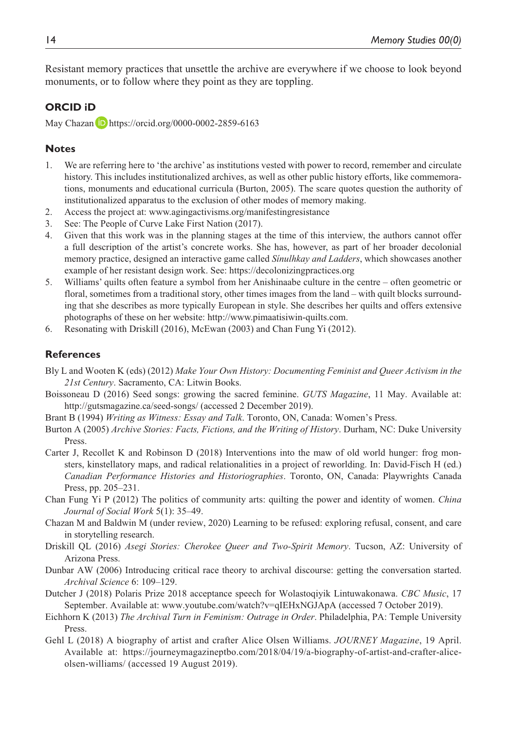Resistant memory practices that unsettle the archive are everywhere if we choose to look beyond monuments, or to follow where they point as they are toppling.

## ORCID iD

May Chazan https://orcid.org/0000-0002-2859-6163

## Notes

1. We are referring here to 'the archive' as institutions vested with power to record, remember and circulate history. This includes institutionalized archives, as well as other public history efforts, like commemorations, monuments and educational curricula (Burton, 2005). The scare quotes question the authority of institutionalized apparatus to the exclusion of other modes of memory making.
2. Access the project at: www.agingactivisms.org/manifestingresistance
3. See: The People of Curve Lake First Nation (2017).
4. Given that this work was in the planning stages at the time of this interview, the authors cannot offer a full description of the artist's concrete works. She has, however, as part of her broader decolonial memory practice, designed an interactive game called *Sinulhkay and Ladders*, which showcases another example of her resistant design work. See: https://decolonizingpractices.org
5. Williams' quilts often feature a symbol from her Anishinaabe culture in the centre – often geometric or floral, sometimes from a traditional story, other times images from the land – with quilt blocks surrounding that she describes as more typically European in style. She describes her quilts and offers extensive photographs of these on her website: http://www.pimaatisiwin-quilts.com.
6. Resonating with Driskill (2016), McEwan (2003) and Chan Fung Yi (2012).

## References

Bly L and Wooten K (eds) (2012) *Make Your Own History: Documenting Feminist and Queer Activism in the 21st Century*. Sacramento, CA: Litwin Books.

Boissoneau D (2016) Seed songs: growing the sacred feminine. *GUTS Magazine*, 11 May. Available at: http://gutsmagazine.ca/seed-songs/ (accessed 2 December 2019).

Brant B (1994) *Writing as Witness: Essay and Talk*. Toronto, ON, Canada: Women's Press.

Burton A (2005) *Archive Stories: Facts, Fictions, and the Writing of History*. Durham, NC: Duke University Press.

Carter J, Recollet K and Robinson D (2018) Interventions into the maw of old world hunger: frog monsters, kinstellatory maps, and radical relationalities in a project of reworlding. In: David-Fisch H (ed.) *Canadian Performance Histories and Historiographies*. Toronto, ON, Canada: Playwrights Canada Press, pp. 205–231.

Chan Fung Yi P (2012) The politics of community arts: quilting the power and identity of women. *China Journal of Social Work* 5(1): 35–49.

Chazan M and Baldwin M (under review, 2020) Learning to be refused: exploring refusal, consent, and care in storytelling research.

Driskill QL (2016) *Asegi Stories: Cherokee Queer and Two-Spirit Memory*. Tucson, AZ: University of Arizona Press.

Dunbar AW (2006) Introducing critical race theory to archival discourse: getting the conversation started. *Archival Science* 6: 109–129.

Dutcher J (2018) Polaris Prize 2018 acceptance speech for Wolastoqiyik Lintuwakonawa. *CBC Music*, 17 September. Available at: www.youtube.com/watch?v=qIEHxNGJApA (accessed 7 October 2019).

Eichhorn K (2013) *The Archival Turn in Feminism: Outrage in Order*. Philadelphia, PA: Temple University Press.

Gehl L (2018) A biography of artist and crafter Alice Olsen Williams. *JOURNEY Magazine*, 19 April. Available at: https://journeymagazineptbo.com/2018/04/19/a-biography-of-artist-and-crafter-alice-olsen-williams/ (accessed 19 August 2019).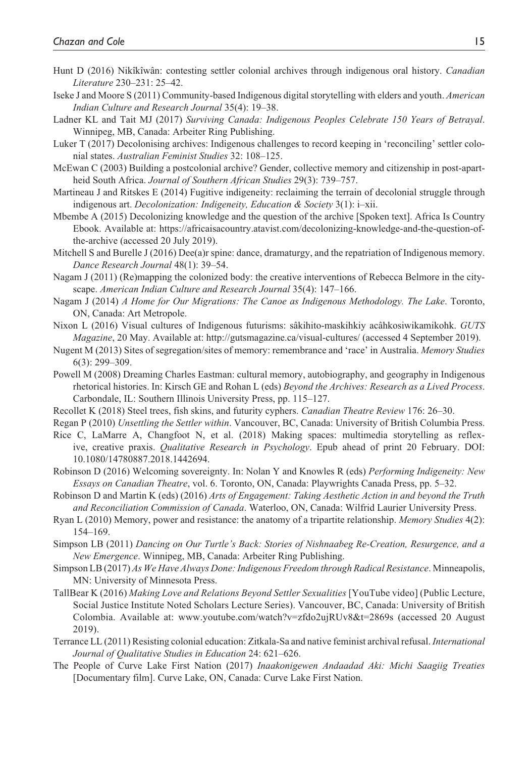Hunt D (2016) Nikîkîwân: contesting settler colonial archives through indigenous oral history. *Canadian Literature* 230–231: 25–42.

Iseke J and Moore S (2011) Community-based Indigenous digital storytelling with elders and youth. *American Indian Culture and Research Journal* 35(4): 19–38.

Ladner KL and Tait MJ (2017) *Surviving Canada: Indigenous Peoples Celebrate 150 Years of Betrayal*. Winnipeg, MB, Canada: Arbeiter Ring Publishing.

Luker T (2017) Decolonising archives: Indigenous challenges to record keeping in 'reconciling' settler colonial states. *Australian Feminist Studies* 32: 108–125.

McEwan C (2003) Building a postcolonial archive? Gender, collective memory and citizenship in post-apartheid South Africa. *Journal of Southern African Studies* 29(3): 739–757.

Martineau J and Ritskes E (2014) Fugitive indigeneity: reclaiming the terrain of decolonial struggle through indigenous art. *Decolonization: Indigeneity, Education & Society* 3(1): i–xii.

Mbembe A (2015) Decolonizing knowledge and the question of the archive [Spoken text]. Africa Is Country Ebook. Available at: https://africaisacountry.atavist.com/decolonizing-knowledge-and-the-question-of-the-archive (accessed 20 July 2019).

Mitchell S and Burelle J (2016) Dee(a)r spine: dance, dramaturgy, and the repatriation of Indigenous memory. *Dance Research Journal* 48(1): 39–54.

Nagam J (2011) (Re)mapping the colonized body: the creative interventions of Rebecca Belmore in the cityscape. *American Indian Culture and Research Journal* 35(4): 147–166.

Nagam J (2014) *A Home for Our Migrations: The Canoe as Indigenous Methodology. The Lake*. Toronto, ON, Canada: Art Metropole.

Nixon L (2016) Visual cultures of Indigenous futurisms: sâkihito-maskihkiy acâhkosiwikamikohk. *GUTS Magazine*, 20 May. Available at: http://gutsmagazine.ca/visual-cultures/ (accessed 4 September 2019).

Nugent M (2013) Sites of segregation/sites of memory: remembrance and 'race' in Australia. *Memory Studies* 6(3): 299–309.

Powell M (2008) Dreaming Charles Eastman: cultural memory, autobiography, and geography in Indigenous rhetorical histories. In: Kirsch GE and Rohan L (eds) *Beyond the Archives: Research as a Lived Process*. Carbondale, IL: Southern Illinois University Press, pp. 115–127.

Recollet K (2018) Steel trees, fish skins, and futurity cyphers. *Canadian Theatre Review* 176: 26–30.

Regan P (2010) *Unsettling the Settler within*. Vancouver, BC, Canada: University of British Columbia Press.

Rice C, LaMarre A, Changfoot N, et al. (2018) Making spaces: multimedia storytelling as reflexive, creative praxis. *Qualitative Research in Psychology*. Epub ahead of print 20 February. DOI: 10.1080/14780887.2018.1442694.

Robinson D (2016) Welcoming sovereignty. In: Nolan Y and Knowles R (eds) *Performing Indigeneity: New Essays on Canadian Theatre*, vol. 6. Toronto, ON, Canada: Playwrights Canada Press, pp. 5–32.

Robinson D and Martin K (eds) (2016) *Arts of Engagement: Taking Aesthetic Action in and beyond the Truth and Reconciliation Commission of Canada*. Waterloo, ON, Canada: Wilfrid Laurier University Press.

Ryan L (2010) Memory, power and resistance: the anatomy of a tripartite relationship. *Memory Studies* 4(2): 154–169.

Simpson LB (2011) *Dancing on Our Turtle's Back: Stories of Nishnaabeg Re-Creation, Resurgence, and a New Emergence*. Winnipeg, MB, Canada: Arbeiter Ring Publishing.

Simpson LB (2017) *As We Have Always Done: Indigenous Freedom through Radical Resistance*. Minneapolis, MN: University of Minnesota Press.

TallBear K (2016) *Making Love and Relations Beyond Settler Sexualities* [YouTube video] (Public Lecture, Social Justice Institute Noted Scholars Lecture Series). Vancouver, BC, Canada: University of British Colombia. Available at: www.youtube.com/watch?v=zfdo2ujRUv8&t=2869s (accessed 20 August 2019).

Terrance LL (2011) Resisting colonial education: Zitkala-Sa and native feminist archival refusal. *International Journal of Qualitative Studies in Education* 24: 621–626.

The People of Curve Lake First Nation (2017) *Inaakonigewen Andaadad Aki: Michi Saagiig Treaties* [Documentary film]. Curve Lake, ON, Canada: Curve Lake First Nation.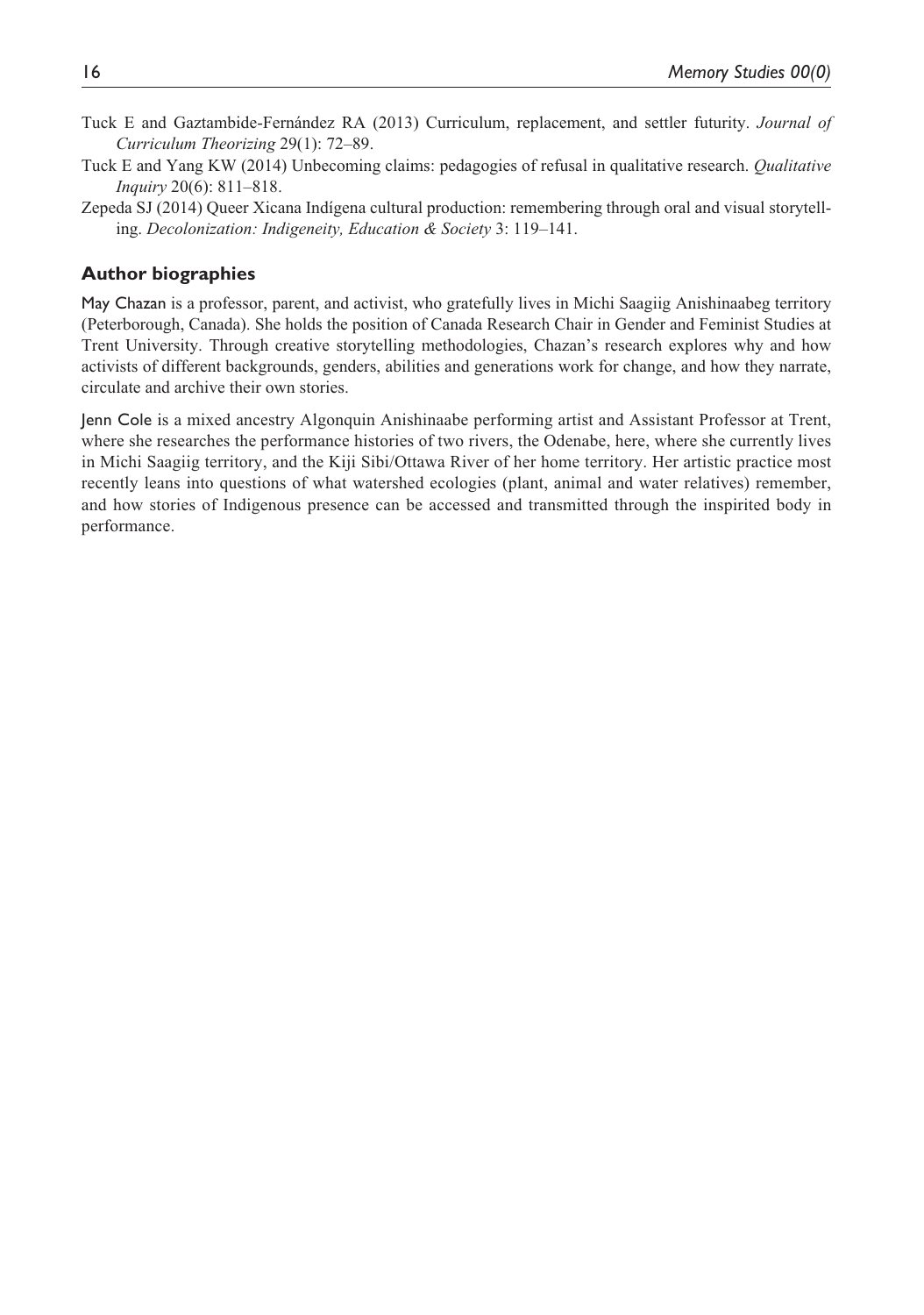Tuck E and Gaztambide-Fernández RA (2013) Curriculum, replacement, and settler futurity. *Journal of Curriculum Theorizing* 29(1): 72–89.

Tuck E and Yang KW (2014) Unbecoming claims: pedagogies of refusal in qualitative research. *Qualitative Inquiry* 20(6): 811–818.

Zepeda SJ (2014) Queer Xicana Indígena cultural production: remembering through oral and visual storytelling. *Decolonization: Indigeneity, Education & Society* 3: 119–141.

## Author biographies

May Chazan is a professor, parent, and activist, who gratefully lives in Michi Saagiig Anishinaabeg territory (Peterborough, Canada). She holds the position of Canada Research Chair in Gender and Feminist Studies at Trent University. Through creative storytelling methodologies, Chazan's research explores why and how activists of different backgrounds, genders, abilities and generations work for change, and how they narrate, circulate and archive their own stories.

Jenn Cole is a mixed ancestry Algonquin Anishinaabe performing artist and Assistant Professor at Trent, where she researches the performance histories of two rivers, the Odenabe, here, where she currently lives in Michi Saagiig territory, and the Kiji Sibi/Ottawa River of her home territory. Her artistic practice most recently leans into questions of what watershed ecologies (plant, animal and water relatives) remember, and how stories of Indigenous presence can be accessed and transmitted through the inspirited body in performance.